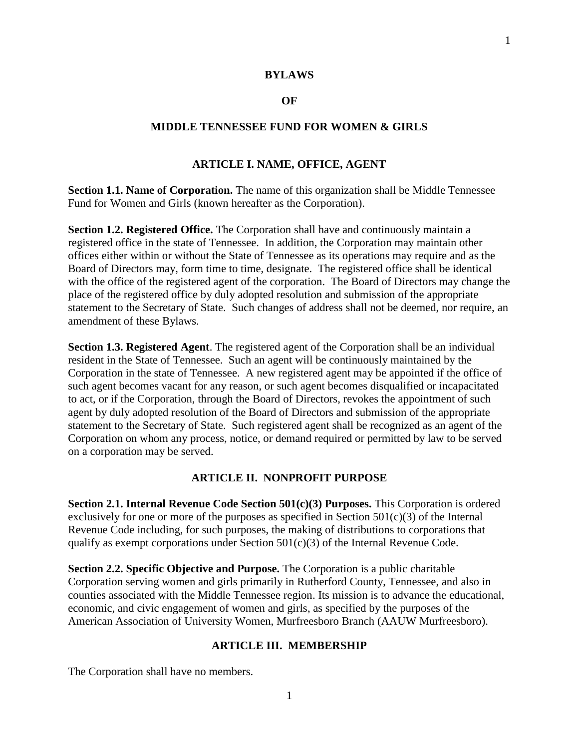# BYLAWS

# OF

# MIDDLE TENNESSEE FUND FOR WOMEN & GIRLS

## ARTICLE I. NAME, OFFICE, AGENT

**Section 1.1. Name of Corporation.** The name of this organization shall be Middle Tennessee Fund for Women and Girls (known hereafter as the Corporation).

**Section 1.2. Registered Office.** The Corporation shall have and continuously maintain a registered office in the state of Tennessee. In addition, the Corporation may maintain other offices either within or without the State of Tennessee as its operations may require and as the Board of Directors may, form time to time, designate. The registered office shall be identical with the office of the registered agent of the corporation. The Board of Directors may change the place of the registered office by duly adopted resolution and submission of the appropriate statement to the Secretary of State. Such changes of address shall not be deemed, nor require, an amendment of these Bylaws.

**Section 1.3. Registered Agent**. The registered agent of the Corporation shall be an individual resident in the State of Tennessee. Such an agent will be continuously maintained by the Corporation in the state of Tennessee. A new registered agent may be appointed if the office of such agent becomes vacant for any reason, or such agent becomes disqualified or incapacitated to act, or if the Corporation, through the Board of Directors, revokes the appointment of such agent by duly adopted resolution of the Board of Directors and submission of the appropriate statement to the Secretary of State. Such registered agent shall be recognized as an agent of the Corporation on whom any process, notice, or demand required or permitted by law to be served on a corporation may be served.

## ARTICLE II. NONPROFIT PURPOSE

**Section 2.1. Internal Revenue Code Section 501(c)(3) Purposes.** This Corporation is ordered exclusively for one or more of the purposes as specified in Section 501(c)(3) of the Internal Revenue Code including, for such purposes, the making of distributions to corporations that qualify as exempt corporations under Section 501(c)(3) of the Internal Revenue Code.

**Section 2.2. Specific Objective and Purpose.** The Corporation is a public charitable Corporation serving women and girls primarily in Rutherford County, Tennessee, and also in counties associated with the Middle Tennessee region. Its mission is to advance the educational, economic, and civic engagement of women and girls, as specified by the purposes of the American Association of University Women, Murfreesboro Branch (AAUW Murfreesboro).

## ARTICLE III. MEMBERSHIP

The Corporation shall have no members.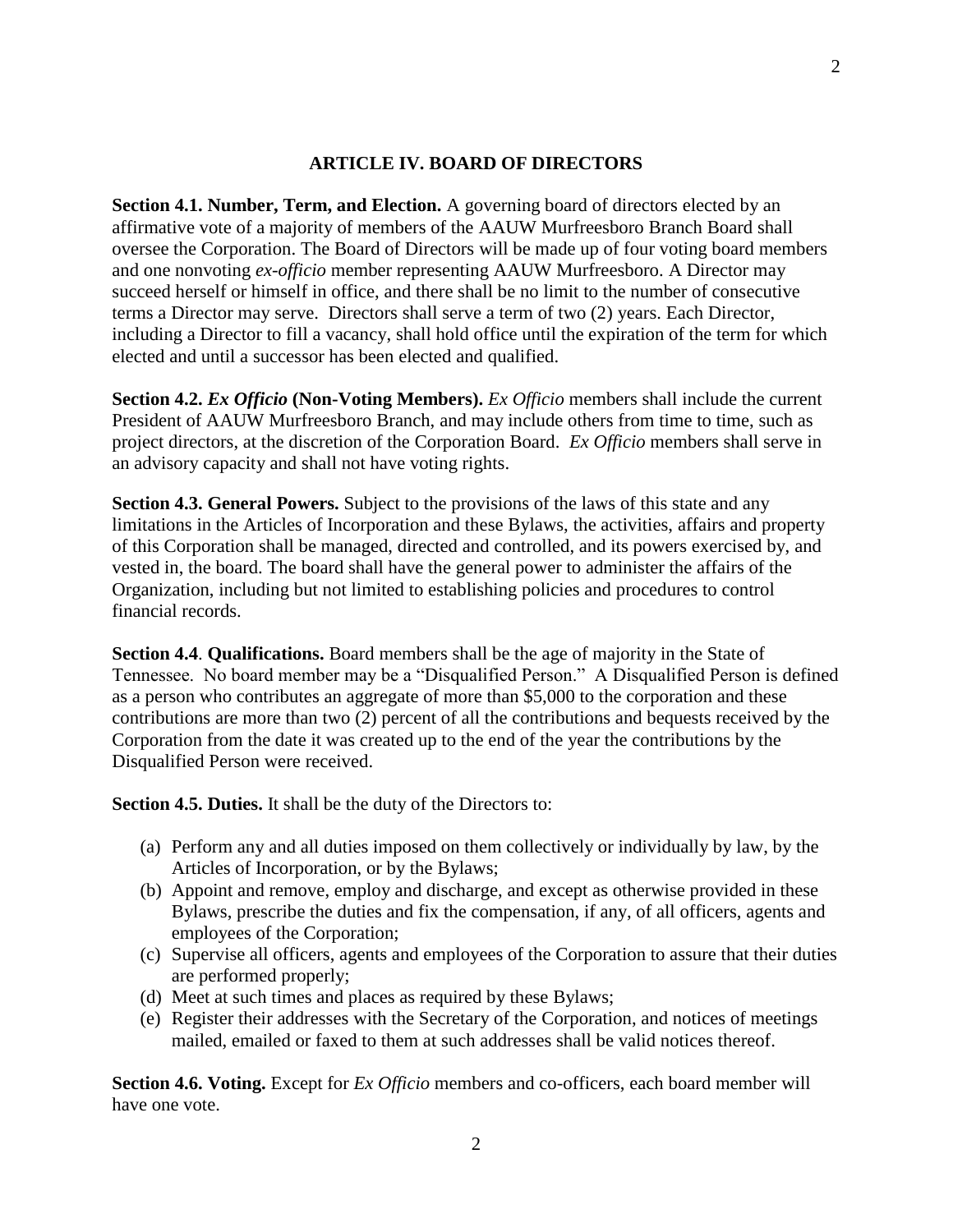## ARTICLE IV. BOARD OF DIRECTORS

**Section 4.1. Number, Term, and Election.** A governing board of directors elected by an affirmative vote of a majority of members of the AAUW Murfreesboro Branch Board shall oversee the Corporation. The Board of Directors will be made up of four voting board members and one nonvoting *ex-officio* member representing AAUW Murfreesboro. A Director may succeed herself or himself in office, and there shall be no limit to the number of consecutive terms a Director may serve. Directors shall serve a term of two (2) years. Each Director, including a Director to fill a vacancy, shall hold office until the expiration of the term for which elected and until a successor has been elected and qualified.

**Section 4.2. *Ex Officio* (Non-Voting Members).** *Ex Officio* members shall include the current President of AAUW Murfreesboro Branch, and may include others from time to time, such as project directors, at the discretion of the Corporation Board. *Ex Officio* members shall serve in an advisory capacity and shall not have voting rights.

**Section 4.3. General Powers.** Subject to the provisions of the laws of this state and any limitations in the Articles of Incorporation and these Bylaws, the activities, affairs and property of this Corporation shall be managed, directed and controlled, and its powers exercised by, and vested in, the board. The board shall have the general power to administer the affairs of the Organization, including but not limited to establishing policies and procedures to control financial records.

**Section 4.4**. **Qualifications.** Board members shall be the age of majority in the State of Tennessee. No board member may be a "Disqualified Person." A Disqualified Person is defined as a person who contributes an aggregate of more than $5,000 to the corporation and these contributions are more than two (2) percent of all the contributions and bequests received by the Corporation from the date it was created up to the end of the year the contributions by the Disqualified Person were received.

**Section 4.5. Duties.** It shall be the duty of the Directors to:

(a) Perform any and all duties imposed on them collectively or individually by law, by the Articles of Incorporation, or by the Bylaws;
(b) Appoint and remove, employ and discharge, and except as otherwise provided in these Bylaws, prescribe the duties and fix the compensation, if any, of all officers, agents and employees of the Corporation;
(c) Supervise all officers, agents and employees of the Corporation to assure that their duties are performed properly;
(d) Meet at such times and places as required by these Bylaws;
(e) Register their addresses with the Secretary of the Corporation, and notices of meetings mailed, emailed or faxed to them at such addresses shall be valid notices thereof.

**Section 4.6. Voting.** Except for *Ex Officio* members and co-officers, each board member will have one vote.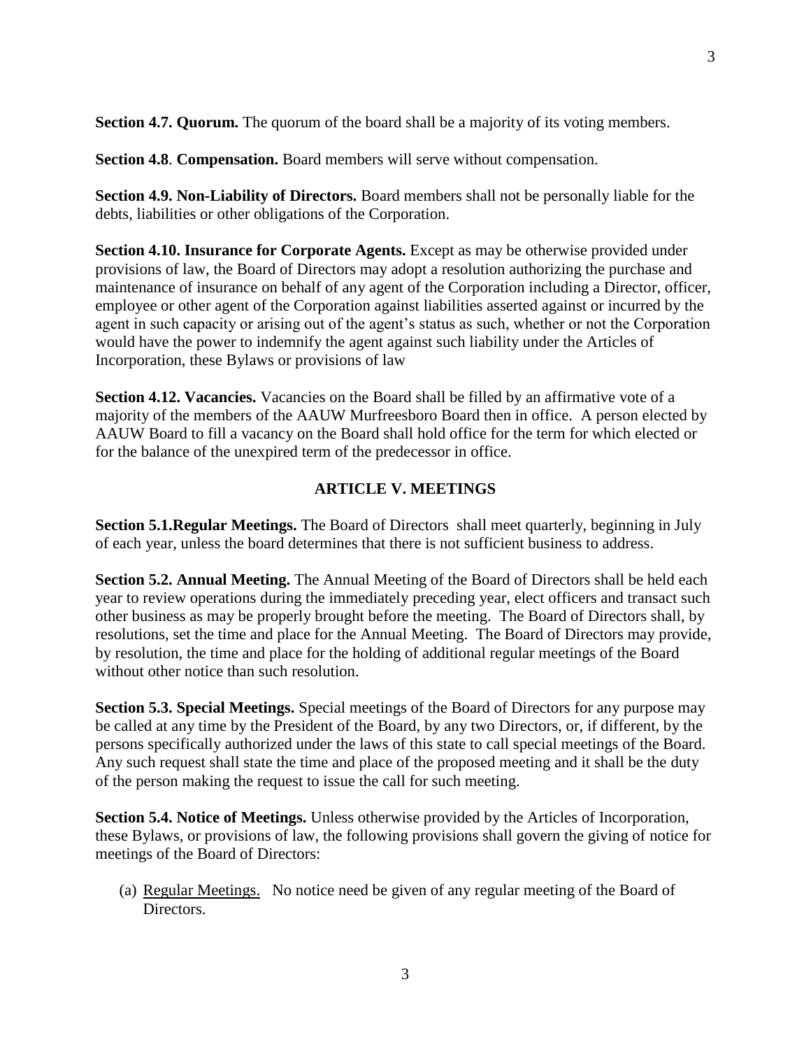**Section 4.7. Quorum.** The quorum of the board shall be a majority of its voting members.

**Section 4.8**. **Compensation.** Board members will serve without compensation.

**Section 4.9. Non-Liability of Directors.** Board members shall not be personally liable for the debts, liabilities or other obligations of the Corporation.

**Section 4.10. Insurance for Corporate Agents.** Except as may be otherwise provided under provisions of law, the Board of Directors may adopt a resolution authorizing the purchase and maintenance of insurance on behalf of any agent of the Corporation including a Director, officer, employee or other agent of the Corporation against liabilities asserted against or incurred by the agent in such capacity or arising out of the agent's status as such, whether or not the Corporation would have the power to indemnify the agent against such liability under the Articles of Incorporation, these Bylaws or provisions of law

**Section 4.12. Vacancies.** Vacancies on the Board shall be filled by an affirmative vote of a majority of the members of the AAUW Murfreesboro Board then in office. A person elected by AAUW Board to fill a vacancy on the Board shall hold office for the term for which elected or for the balance of the unexpired term of the predecessor in office.

## ARTICLE V. MEETINGS

**Section 5.1.Regular Meetings.** The Board of Directors shall meet quarterly, beginning in July of each year, unless the board determines that there is not sufficient business to address.

**Section 5.2. Annual Meeting.** The Annual Meeting of the Board of Directors shall be held each year to review operations during the immediately preceding year, elect officers and transact such other business as may be properly brought before the meeting. The Board of Directors shall, by resolutions, set the time and place for the Annual Meeting. The Board of Directors may provide, by resolution, the time and place for the holding of additional regular meetings of the Board without other notice than such resolution.

**Section 5.3. Special Meetings.** Special meetings of the Board of Directors for any purpose may be called at any time by the President of the Board, by any two Directors, or, if different, by the persons specifically authorized under the laws of this state to call special meetings of the Board. Any such request shall state the time and place of the proposed meeting and it shall be the duty of the person making the request to issue the call for such meeting.

**Section 5.4. Notice of Meetings.** Unless otherwise provided by the Articles of Incorporation, these Bylaws, or provisions of law, the following provisions shall govern the giving of notice for meetings of the Board of Directors:

(a) Regular Meetings. No notice need be given of any regular meeting of the Board of Directors.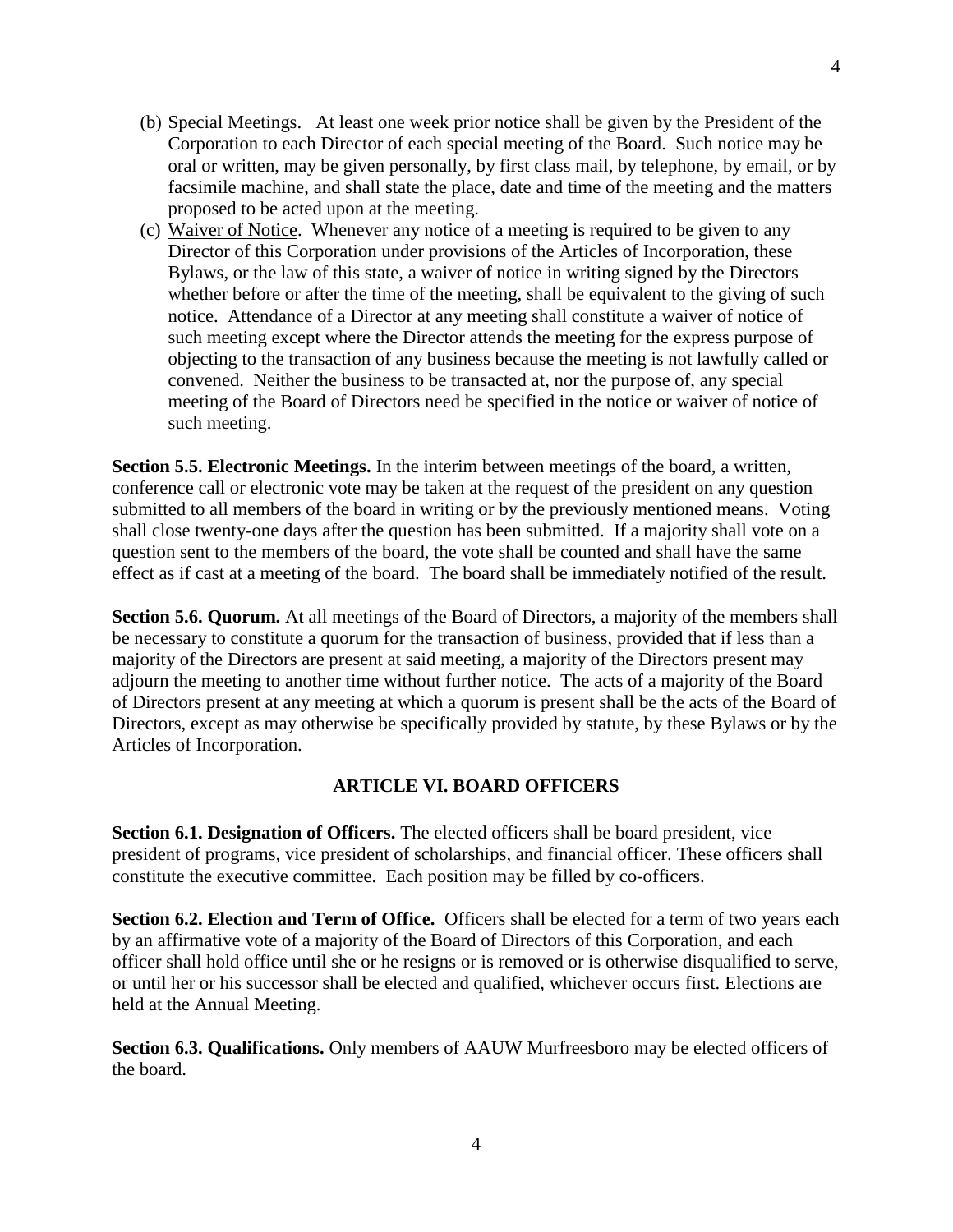(b) Special Meetings. At least one week prior notice shall be given by the President of the Corporation to each Director of each special meeting of the Board. Such notice may be oral or written, may be given personally, by first class mail, by telephone, by email, or by facsimile machine, and shall state the place, date and time of the meeting and the matters proposed to be acted upon at the meeting.

(c) Waiver of Notice. Whenever any notice of a meeting is required to be given to any Director of this Corporation under provisions of the Articles of Incorporation, these Bylaws, or the law of this state, a waiver of notice in writing signed by the Directors whether before or after the time of the meeting, shall be equivalent to the giving of such notice. Attendance of a Director at any meeting shall constitute a waiver of notice of such meeting except where the Director attends the meeting for the express purpose of objecting to the transaction of any business because the meeting is not lawfully called or convened. Neither the business to be transacted at, nor the purpose of, any special meeting of the Board of Directors need be specified in the notice or waiver of notice of such meeting.

**Section 5.5. Electronic Meetings.** In the interim between meetings of the board, a written, conference call or electronic vote may be taken at the request of the president on any question submitted to all members of the board in writing or by the previously mentioned means. Voting shall close twenty-one days after the question has been submitted. If a majority shall vote on a question sent to the members of the board, the vote shall be counted and shall have the same effect as if cast at a meeting of the board. The board shall be immediately notified of the result.

**Section 5.6. Quorum.** At all meetings of the Board of Directors, a majority of the members shall be necessary to constitute a quorum for the transaction of business, provided that if less than a majority of the Directors are present at said meeting, a majority of the Directors present may adjourn the meeting to another time without further notice. The acts of a majority of the Board of Directors present at any meeting at which a quorum is present shall be the acts of the Board of Directors, except as may otherwise be specifically provided by statute, by these Bylaws or by the Articles of Incorporation.

## ARTICLE VI. BOARD OFFICERS

**Section 6.1. Designation of Officers.** The elected officers shall be board president, vice president of programs, vice president of scholarships, and financial officer. These officers shall constitute the executive committee. Each position may be filled by co-officers.

**Section 6.2. Election and Term of Office.** Officers shall be elected for a term of two years each by an affirmative vote of a majority of the Board of Directors of this Corporation, and each officer shall hold office until she or he resigns or is removed or is otherwise disqualified to serve, or until her or his successor shall be elected and qualified, whichever occurs first. Elections are held at the Annual Meeting.

**Section 6.3. Qualifications.** Only members of AAUW Murfreesboro may be elected officers of the board.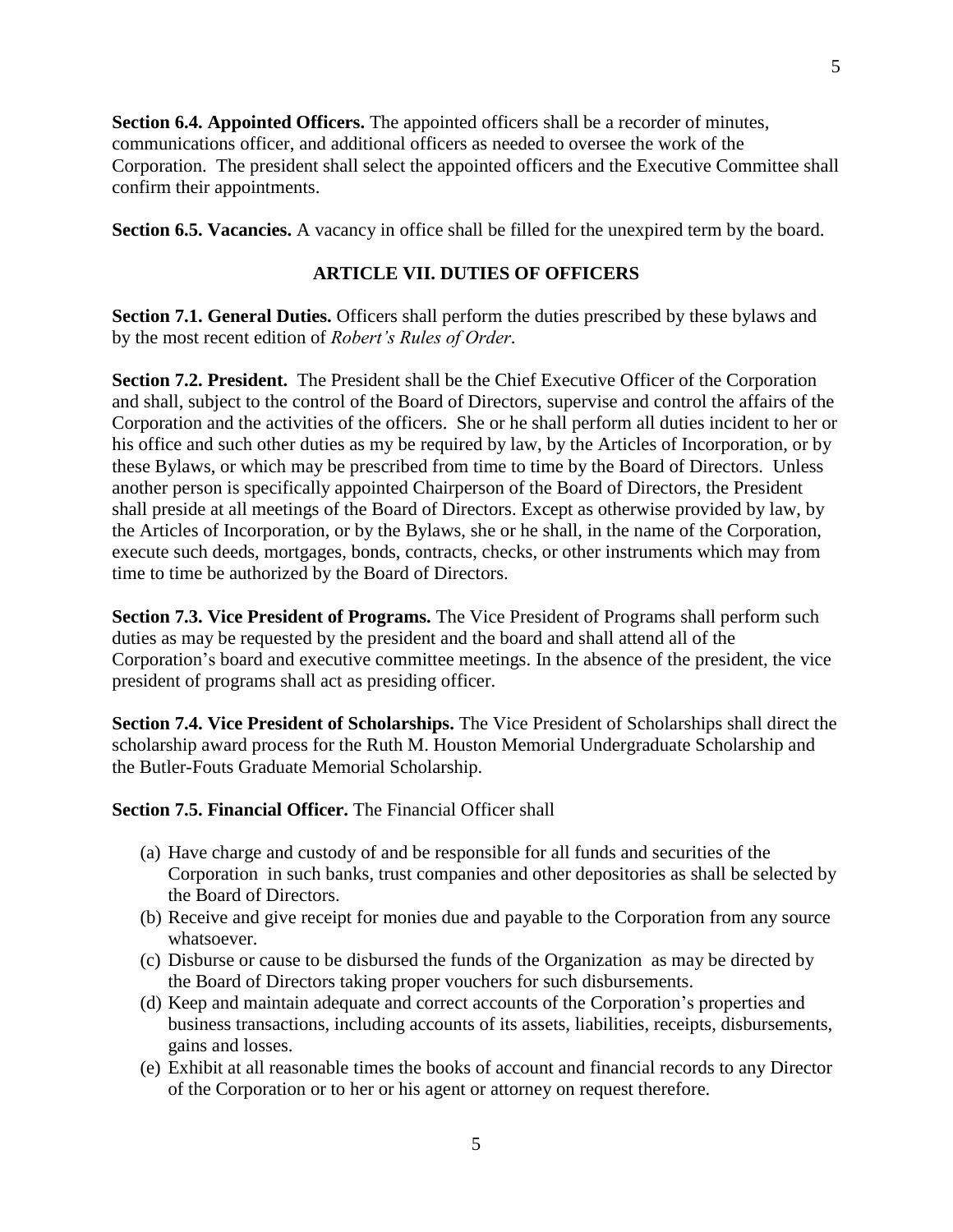**Section 6.4. Appointed Officers.** The appointed officers shall be a recorder of minutes, communications officer, and additional officers as needed to oversee the work of the Corporation. The president shall select the appointed officers and the Executive Committee shall confirm their appointments.

**Section 6.5. Vacancies.** A vacancy in office shall be filled for the unexpired term by the board.

## ARTICLE VII. DUTIES OF OFFICERS

**Section 7.1. General Duties.** Officers shall perform the duties prescribed by these bylaws and by the most recent edition of *Robert's Rules of Order*.

**Section 7.2. President.** The President shall be the Chief Executive Officer of the Corporation and shall, subject to the control of the Board of Directors, supervise and control the affairs of the Corporation and the activities of the officers. She or he shall perform all duties incident to her or his office and such other duties as my be required by law, by the Articles of Incorporation, or by these Bylaws, or which may be prescribed from time to time by the Board of Directors. Unless another person is specifically appointed Chairperson of the Board of Directors, the President shall preside at all meetings of the Board of Directors. Except as otherwise provided by law, by the Articles of Incorporation, or by the Bylaws, she or he shall, in the name of the Corporation, execute such deeds, mortgages, bonds, contracts, checks, or other instruments which may from time to time be authorized by the Board of Directors.

**Section 7.3. Vice President of Programs.** The Vice President of Programs shall perform such duties as may be requested by the president and the board and shall attend all of the Corporation's board and executive committee meetings. In the absence of the president, the vice president of programs shall act as presiding officer.

**Section 7.4. Vice President of Scholarships.** The Vice President of Scholarships shall direct the scholarship award process for the Ruth M. Houston Memorial Undergraduate Scholarship and the Butler-Fouts Graduate Memorial Scholarship.

**Section 7.5. Financial Officer.** The Financial Officer shall

(a) Have charge and custody of and be responsible for all funds and securities of the Corporation in such banks, trust companies and other depositories as shall be selected by the Board of Directors.
(b) Receive and give receipt for monies due and payable to the Corporation from any source whatsoever.
(c) Disburse or cause to be disbursed the funds of the Organization as may be directed by the Board of Directors taking proper vouchers for such disbursements.
(d) Keep and maintain adequate and correct accounts of the Corporation's properties and business transactions, including accounts of its assets, liabilities, receipts, disbursements, gains and losses.
(e) Exhibit at all reasonable times the books of account and financial records to any Director of the Corporation or to her or his agent or attorney on request therefore.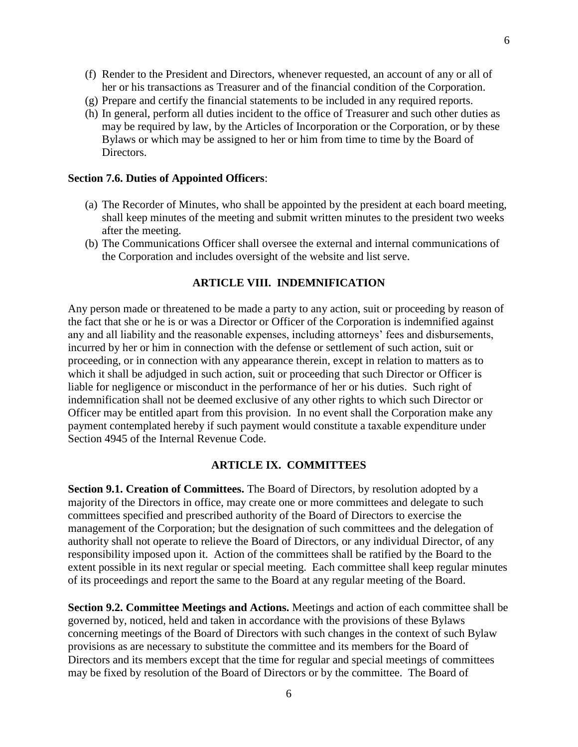(f) Render to the President and Directors, whenever requested, an account of any or all of her or his transactions as Treasurer and of the financial condition of the Corporation.

(g) Prepare and certify the financial statements to be included in any required reports.

(h) In general, perform all duties incident to the office of Treasurer and such other duties as may be required by law, by the Articles of Incorporation or the Corporation, or by these Bylaws or which may be assigned to her or him from time to time by the Board of Directors.

**Section 7.6. Duties of Appointed Officers**:

(a) The Recorder of Minutes, who shall be appointed by the president at each board meeting, shall keep minutes of the meeting and submit written minutes to the president two weeks after the meeting.

(b) The Communications Officer shall oversee the external and internal communications of the Corporation and includes oversight of the website and list serve.

## ARTICLE VIII. INDEMNIFICATION

Any person made or threatened to be made a party to any action, suit or proceeding by reason of the fact that she or he is or was a Director or Officer of the Corporation is indemnified against any and all liability and the reasonable expenses, including attorneys' fees and disbursements, incurred by her or him in connection with the defense or settlement of such action, suit or proceeding, or in connection with any appearance therein, except in relation to matters as to which it shall be adjudged in such action, suit or proceeding that such Director or Officer is liable for negligence or misconduct in the performance of her or his duties. Such right of indemnification shall not be deemed exclusive of any other rights to which such Director or Officer may be entitled apart from this provision. In no event shall the Corporation make any payment contemplated hereby if such payment would constitute a taxable expenditure under Section 4945 of the Internal Revenue Code.

## ARTICLE IX. COMMITTEES

**Section 9.1. Creation of Committees.** The Board of Directors, by resolution adopted by a majority of the Directors in office, may create one or more committees and delegate to such committees specified and prescribed authority of the Board of Directors to exercise the management of the Corporation; but the designation of such committees and the delegation of authority shall not operate to relieve the Board of Directors, or any individual Director, of any responsibility imposed upon it. Action of the committees shall be ratified by the Board to the extent possible in its next regular or special meeting. Each committee shall keep regular minutes of its proceedings and report the same to the Board at any regular meeting of the Board.

**Section 9.2. Committee Meetings and Actions.** Meetings and action of each committee shall be governed by, noticed, held and taken in accordance with the provisions of these Bylaws concerning meetings of the Board of Directors with such changes in the context of such Bylaw provisions as are necessary to substitute the committee and its members for the Board of Directors and its members except that the time for regular and special meetings of committees may be fixed by resolution of the Board of Directors or by the committee. The Board of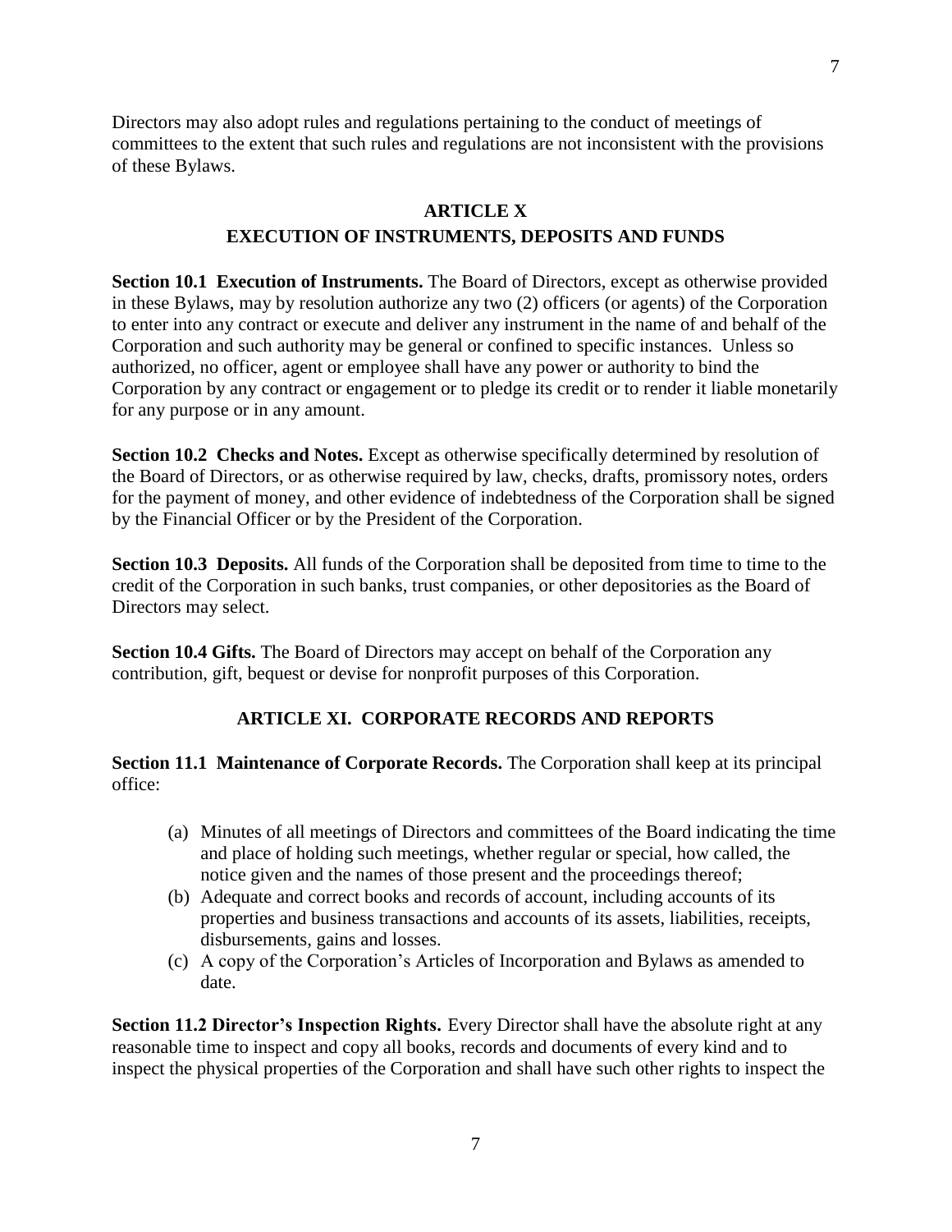Directors may also adopt rules and regulations pertaining to the conduct of meetings of committees to the extent that such rules and regulations are not inconsistent with the provisions of these Bylaws.

## ARTICLE X
## EXECUTION OF INSTRUMENTS, DEPOSITS AND FUNDS

**Section 10.1 Execution of Instruments.** The Board of Directors, except as otherwise provided in these Bylaws, may by resolution authorize any two (2) officers (or agents) of the Corporation to enter into any contract or execute and deliver any instrument in the name of and behalf of the Corporation and such authority may be general or confined to specific instances. Unless so authorized, no officer, agent or employee shall have any power or authority to bind the Corporation by any contract or engagement or to pledge its credit or to render it liable monetarily for any purpose or in any amount.

**Section 10.2 Checks and Notes.** Except as otherwise specifically determined by resolution of the Board of Directors, or as otherwise required by law, checks, drafts, promissory notes, orders for the payment of money, and other evidence of indebtedness of the Corporation shall be signed by the Financial Officer or by the President of the Corporation.

**Section 10.3 Deposits.** All funds of the Corporation shall be deposited from time to time to the credit of the Corporation in such banks, trust companies, or other depositories as the Board of Directors may select.

**Section 10.4 Gifts.** The Board of Directors may accept on behalf of the Corporation any contribution, gift, bequest or devise for nonprofit purposes of this Corporation.

## ARTICLE XI. CORPORATE RECORDS AND REPORTS

**Section 11.1 Maintenance of Corporate Records.** The Corporation shall keep at its principal office:

(a) Minutes of all meetings of Directors and committees of the Board indicating the time and place of holding such meetings, whether regular or special, how called, the notice given and the names of those present and the proceedings thereof;

(b) Adequate and correct books and records of account, including accounts of its properties and business transactions and accounts of its assets, liabilities, receipts, disbursements, gains and losses.

(c) A copy of the Corporation's Articles of Incorporation and Bylaws as amended to date.

**Section 11.2 Director's Inspection Rights.** Every Director shall have the absolute right at any reasonable time to inspect and copy all books, records and documents of every kind and to inspect the physical properties of the Corporation and shall have such other rights to inspect the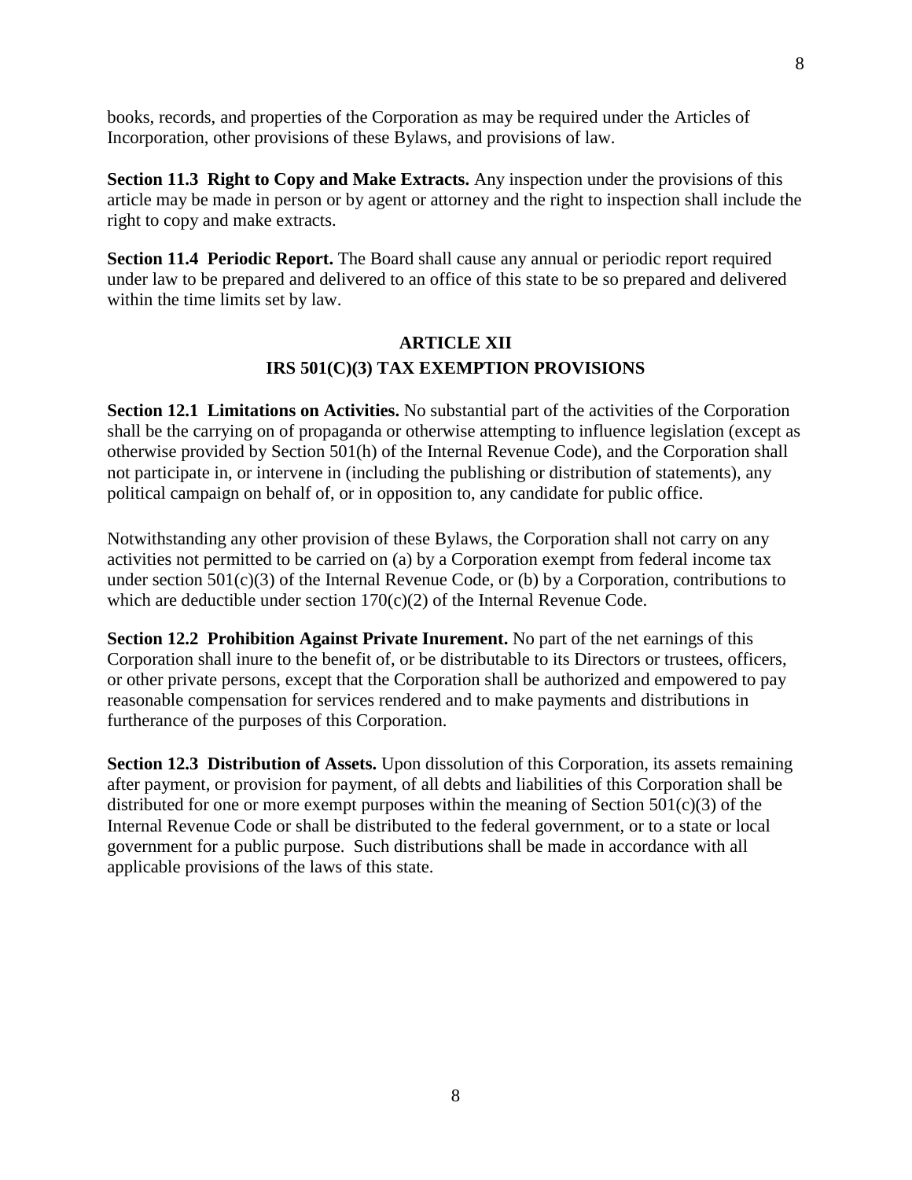books, records, and properties of the Corporation as may be required under the Articles of Incorporation, other provisions of these Bylaws, and provisions of law.

**Section 11.3 Right to Copy and Make Extracts.** Any inspection under the provisions of this article may be made in person or by agent or attorney and the right to inspection shall include the right to copy and make extracts.

**Section 11.4 Periodic Report.** The Board shall cause any annual or periodic report required under law to be prepared and delivered to an office of this state to be so prepared and delivered within the time limits set by law.

## ARTICLE XII
## IRS 501(C)(3) TAX EXEMPTION PROVISIONS

**Section 12.1 Limitations on Activities.** No substantial part of the activities of the Corporation shall be the carrying on of propaganda or otherwise attempting to influence legislation (except as otherwise provided by Section 501(h) of the Internal Revenue Code), and the Corporation shall not participate in, or intervene in (including the publishing or distribution of statements), any political campaign on behalf of, or in opposition to, any candidate for public office.

Notwithstanding any other provision of these Bylaws, the Corporation shall not carry on any activities not permitted to be carried on (a) by a Corporation exempt from federal income tax under section 501(c)(3) of the Internal Revenue Code, or (b) by a Corporation, contributions to which are deductible under section 170(c)(2) of the Internal Revenue Code.

**Section 12.2 Prohibition Against Private Inurement.** No part of the net earnings of this Corporation shall inure to the benefit of, or be distributable to its Directors or trustees, officers, or other private persons, except that the Corporation shall be authorized and empowered to pay reasonable compensation for services rendered and to make payments and distributions in furtherance of the purposes of this Corporation.

**Section 12.3 Distribution of Assets.** Upon dissolution of this Corporation, its assets remaining after payment, or provision for payment, of all debts and liabilities of this Corporation shall be distributed for one or more exempt purposes within the meaning of Section 501(c)(3) of the Internal Revenue Code or shall be distributed to the federal government, or to a state or local government for a public purpose. Such distributions shall be made in accordance with all applicable provisions of the laws of this state.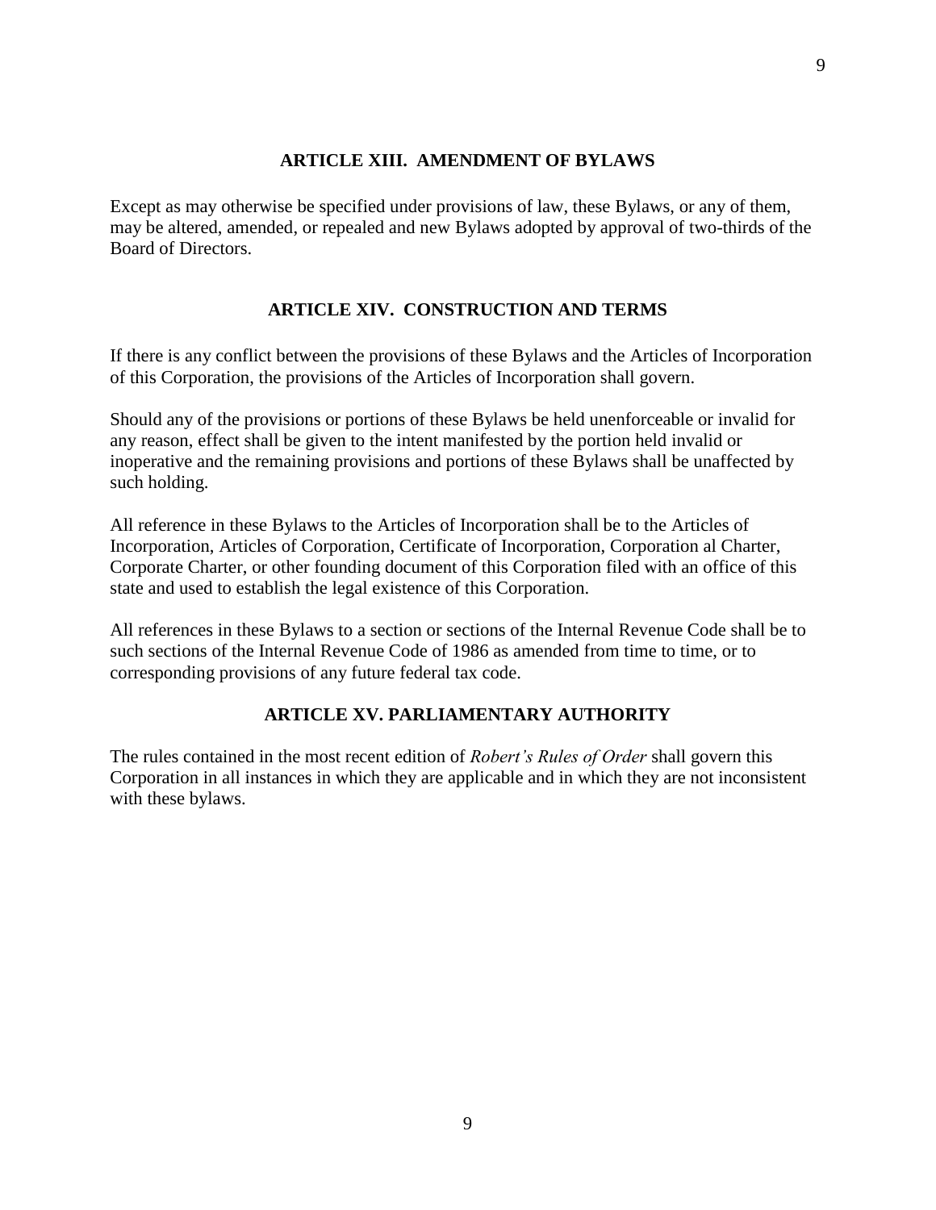## ARTICLE XIII. AMENDMENT OF BYLAWS

Except as may otherwise be specified under provisions of law, these Bylaws, or any of them, may be altered, amended, or repealed and new Bylaws adopted by approval of two-thirds of the Board of Directors.

## ARTICLE XIV. CONSTRUCTION AND TERMS

If there is any conflict between the provisions of these Bylaws and the Articles of Incorporation of this Corporation, the provisions of the Articles of Incorporation shall govern.

Should any of the provisions or portions of these Bylaws be held unenforceable or invalid for any reason, effect shall be given to the intent manifested by the portion held invalid or inoperative and the remaining provisions and portions of these Bylaws shall be unaffected by such holding.

All reference in these Bylaws to the Articles of Incorporation shall be to the Articles of Incorporation, Articles of Corporation, Certificate of Incorporation, Corporation al Charter, Corporate Charter, or other founding document of this Corporation filed with an office of this state and used to establish the legal existence of this Corporation.

All references in these Bylaws to a section or sections of the Internal Revenue Code shall be to such sections of the Internal Revenue Code of 1986 as amended from time to time, or to corresponding provisions of any future federal tax code.

## ARTICLE XV. PARLIAMENTARY AUTHORITY

The rules contained in the most recent edition of *Robert's Rules of Order* shall govern this Corporation in all instances in which they are applicable and in which they are not inconsistent with these bylaws.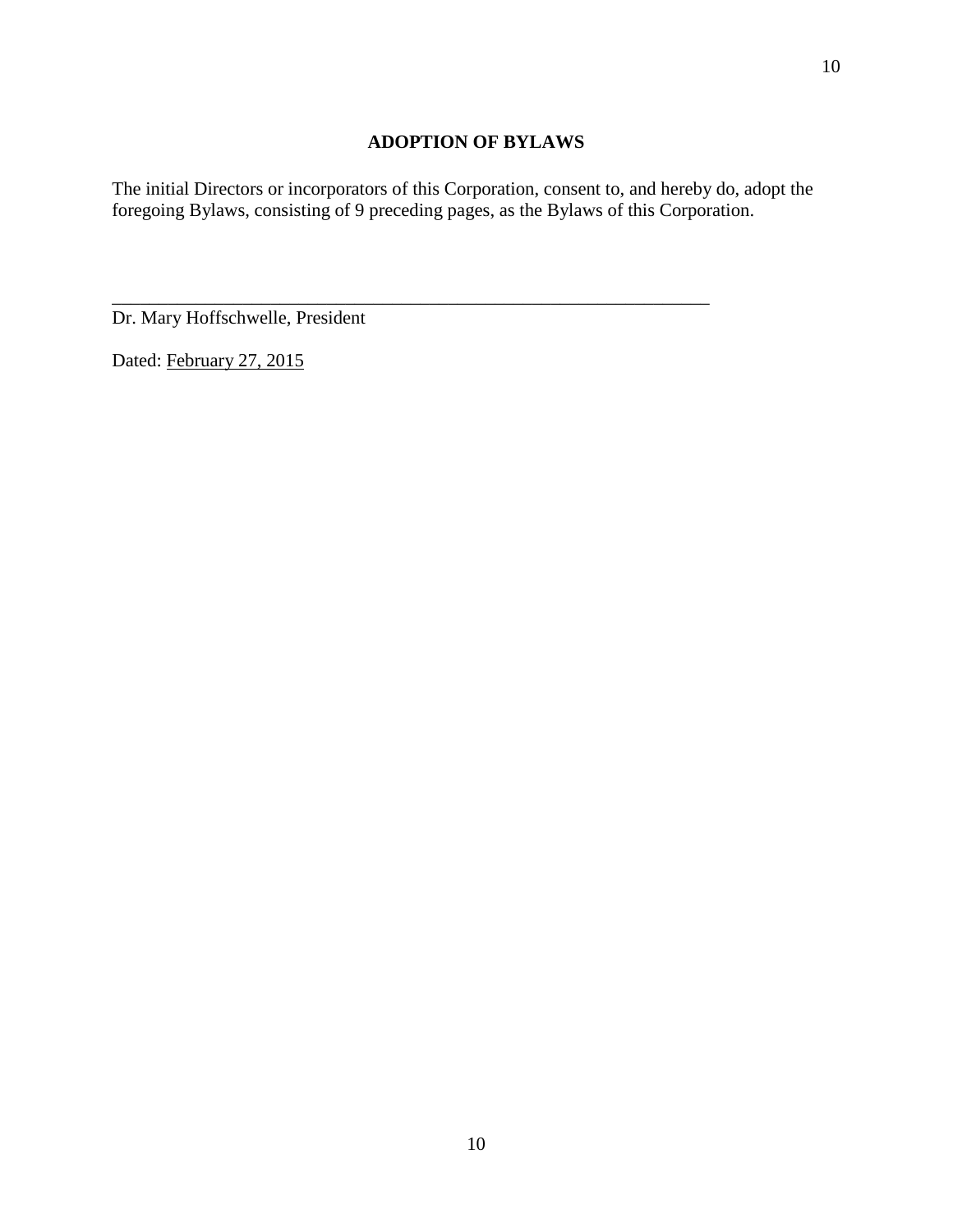## ADOPTION OF BYLAWS

The initial Directors or incorporators of this Corporation, consent to, and hereby do, adopt the foregoing Bylaws, consisting of 9 preceding pages, as the Bylaws of this Corporation.

\_\_\_\_\_\_\_\_\_\_\_\_\_\_\_\_\_\_\_\_\_\_\_\_\_\_\_\_\_\_\_\_\_\_\_\_\_\_\_\_\_\_\_\_\_\_\_\_\_\_\_\_\_\_\_\_\_\_\_\_\_\_\_\_

Dr. Mary Hoffschwelle, President

Dated: February 27, 2015